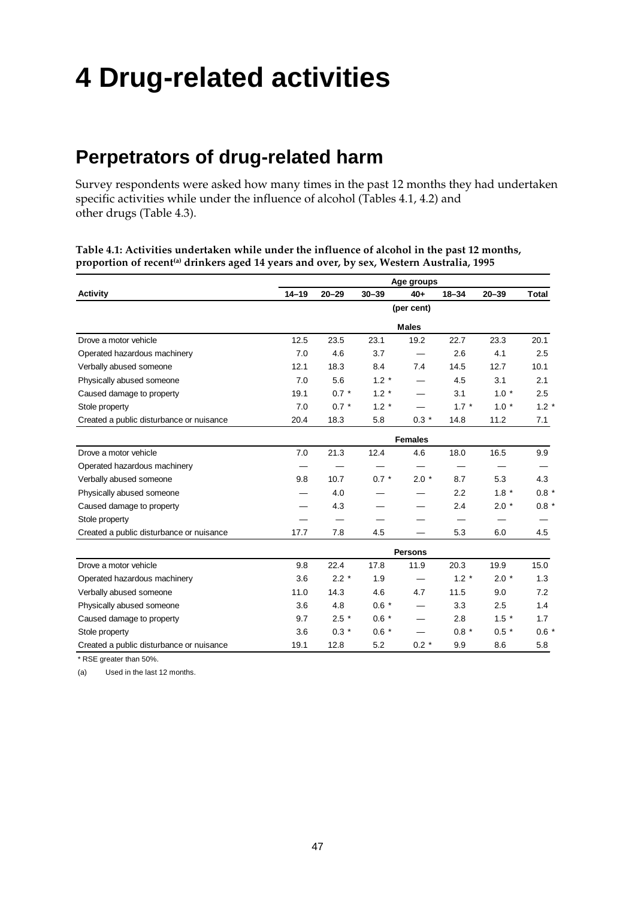# 4 Drug-related activities

## Perpetrators of drug-related harm

Survey respondents were asked how many times in the past 12 months they had undertaken specific activities while under the influence of alcohol (Tables 4.1, 4.2) and other drugs (Table 4.3).

**Table 4.1: Activities undertaken while under the influence of alcohol in the past 12 months, proportion of recent[(a)] drinkers aged 14 years and over, by sex, Western Australia, 1995**

| | Age groups | | | | | | |
|---|---|---|---|---|---|---|---|
| **Activity** | **14–19** | **20–29** | **30–39** | **40+** | **18–34** | **20–39** | **Total** |
| | | | | (per cent) | | | |
| | | | | **Males** | | | |
| Drove a motor vehicle | 12.5 | 23.5 | 23.1 | 19.2 | 22.7 | 23.3 | 20.1 |
| Operated hazardous machinery | 7.0 | 4.6 | 3.7 | — | 2.6 | 4.1 | 2.5 |
| Verbally abused someone | 12.1 | 18.3 | 8.4 | 7.4 | 14.5 | 12.7 | 10.1 |
| Physically abused someone | 7.0 | 5.6 | 1.2 * | — | 4.5 | 3.1 | 2.1 |
| Caused damage to property | 19.1 | 0.7 * | 1.2 * | — | 3.1 | 1.0 * | 2.5 |
| Stole property | 7.0 | 0.7 * | 1.2 * | — | 1.7 * | 1.0 * | 1.2 * |
| Created a public disturbance or nuisance | 20.4 | 18.3 | 5.8 | 0.3 * | 14.8 | 11.2 | 7.1 |
| | | | | **Females** | | | |
| Drove a motor vehicle | 7.0 | 21.3 | 12.4 | 4.6 | 18.0 | 16.5 | 9.9 |
| Operated hazardous machinery | — | — | — | — | — | — | — |
| Verbally abused someone | 9.8 | 10.7 | 0.7 * | 2.0 * | 8.7 | 5.3 | 4.3 |
| Physically abused someone | — | 4.0 | — | — | 2.2 | 1.8 * | 0.8 * |
| Caused damage to property | — | 4.3 | — | — | 2.4 | 2.0 * | 0.8 * |
| Stole property | — | — | — | — | — | — | — |
| Created a public disturbance or nuisance | 17.7 | 7.8 | 4.5 | — | 5.3 | 6.0 | 4.5 |
| | | | | **Persons** | | | |
| Drove a motor vehicle | 9.8 | 22.4 | 17.8 | 11.9 | 20.3 | 19.9 | 15.0 |
| Operated hazardous machinery | 3.6 | 2.2 * | 1.9 | — | 1.2 * | 2.0 * | 1.3 |
| Verbally abused someone | 11.0 | 14.3 | 4.6 | 4.7 | 11.5 | 9.0 | 7.2 |
| Physically abused someone | 3.6 | 4.8 | 0.6 * | — | 3.3 | 2.5 | 1.4 |
| Caused damage to property | 9.7 | 2.5 * | 0.6 * | — | 2.8 | 1.5 * | 1.7 |
| Stole property | 3.6 | 0.3 * | 0.6 * | — | 0.8 * | 0.5 * | 0.6 * |
| Created a public disturbance or nuisance | 19.1 | 12.8 | 5.2 | 0.2 * | 9.9 | 8.6 | 5.8 |

\* RSE greater than 50%.

(a) Used in the last 12 months.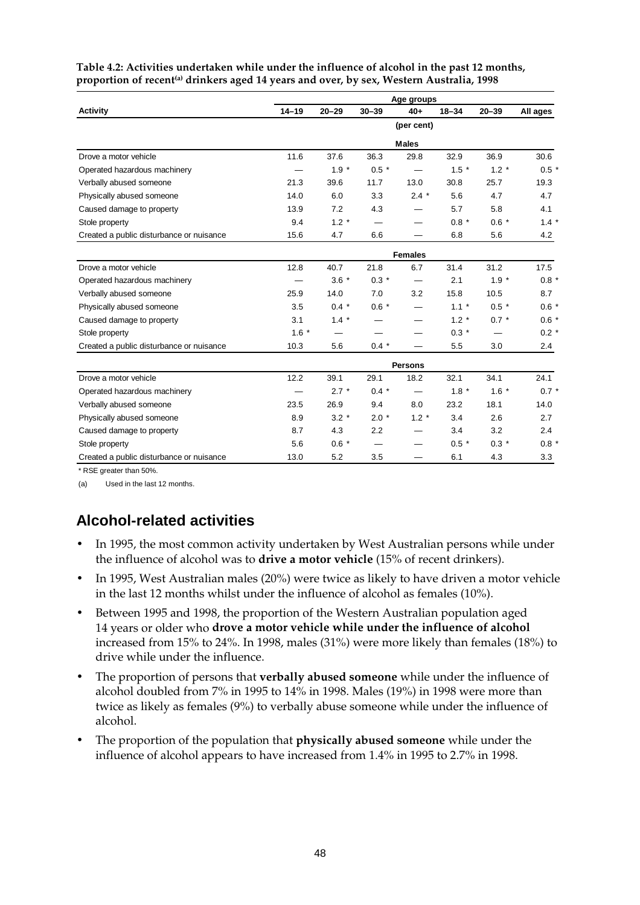**Table 4.2: Activities undertaken while under the influence of alcohol in the past 12 months, proportion of recent[(a)] drinkers aged 14 years and over, by sex, Western Australia, 1998**

| Activity | Age groups | | | | | | |
|---|---|---|---|---|---|---|---|
| | 14–19 | 20–29 | 30–39 | 40+ | 18–34 | 20–39 | All ages |
| | (per cent) | | | | | | |
| **Males** | | | | | | | |
| Drove a motor vehicle | 11.6 | 37.6 | 36.3 | 29.8 | 32.9 | 36.9 | 30.6 |
| Operated hazardous machinery | — | 1.9 * | 0.5 * | — | 1.5 * | 1.2 * | 0.5 * |
| Verbally abused someone | 21.3 | 39.6 | 11.7 | 13.0 | 30.8 | 25.7 | 19.3 |
| Physically abused someone | 14.0 | 6.0 | 3.3 | 2.4 * | 5.6 | 4.7 | 4.7 |
| Caused damage to property | 13.9 | 7.2 | 4.3 | — | 5.7 | 5.8 | 4.1 |
| Stole property | 9.4 | 1.2 * | — | — | 0.8 * | 0.6 * | 1.4 * |
| Created a public disturbance or nuisance | 15.6 | 4.7 | 6.6 | — | 6.8 | 5.6 | 4.2 |
| **Females** | | | | | | | |
| Drove a motor vehicle | 12.8 | 40.7 | 21.8 | 6.7 | 31.4 | 31.2 | 17.5 |
| Operated hazardous machinery | — | 3.6 * | 0.3 * | — | 2.1 | 1.9 * | 0.8 * |
| Verbally abused someone | 25.9 | 14.0 | 7.0 | 3.2 | 15.8 | 10.5 | 8.7 |
| Physically abused someone | 3.5 | 0.4 * | 0.6 * | — | 1.1 * | 0.5 * | 0.6 * |
| Caused damage to property | 3.1 | 1.4 * | — | — | 1.2 * | 0.7 * | 0.6 * |
| Stole property | 1.6 * | — | — | — | 0.3 * | — | 0.2 * |
| Created a public disturbance or nuisance | 10.3 | 5.6 | 0.4 * | — | 5.5 | 3.0 | 2.4 |
| **Persons** | | | | | | | |
| Drove a motor vehicle | 12.2 | 39.1 | 29.1 | 18.2 | 32.1 | 34.1 | 24.1 |
| Operated hazardous machinery | — | 2.7 * | 0.4 * | — | 1.8 * | 1.6 * | 0.7 * |
| Verbally abused someone | 23.5 | 26.9 | 9.4 | 8.0 | 23.2 | 18.1 | 14.0 |
| Physically abused someone | 8.9 | 3.2 * | 2.0 * | 1.2 * | 3.4 | 2.6 | 2.7 |
| Caused damage to property | 8.7 | 4.3 | 2.2 | — | 3.4 | 3.2 | 2.4 |
| Stole property | 5.6 | 0.6 * | — | — | 0.5 * | 0.3 * | 0.8 * |
| Created a public disturbance or nuisance | 13.0 | 5.2 | 3.5 | — | 6.1 | 4.3 | 3.3 |

* RSE greater than 50%.

(a) Used in the last 12 months.

## Alcohol-related activities

- In 1995, the most common activity undertaken by West Australian persons while under the influence of alcohol was to **drive a motor vehicle** (15% of recent drinkers).
- In 1995, West Australian males (20%) were twice as likely to have driven a motor vehicle in the last 12 months whilst under the influence of alcohol as females (10%).
- Between 1995 and 1998, the proportion of the Western Australian population aged 14 years or older who **drove a motor vehicle while under the influence of alcohol** increased from 15% to 24%. In 1998, males (31%) were more likely than females (18%) to drive while under the influence.
- The proportion of persons that **verbally abused someone** while under the influence of alcohol doubled from 7% in 1995 to 14% in 1998. Males (19%) in 1998 were more than twice as likely as females (9%) to verbally abuse someone while under the influence of alcohol.
- The proportion of the population that **physically abused someone** while under the influence of alcohol appears to have increased from 1.4% in 1995 to 2.7% in 1998.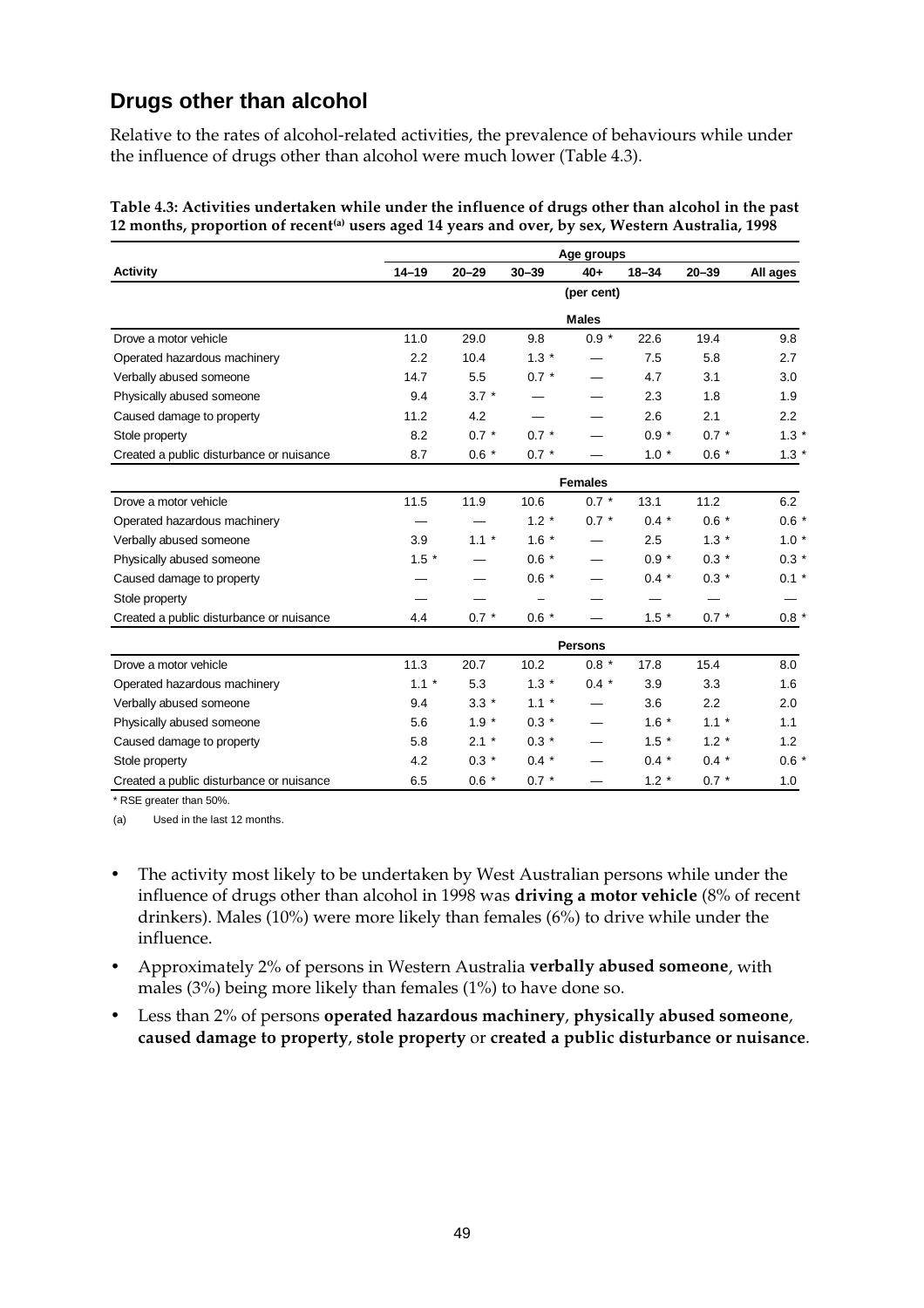## Drugs other than alcohol

Relative to the rates of alcohol-related activities, the prevalence of behaviours while under the influence of drugs other than alcohol were much lower (Table 4.3).

**Table 4.3: Activities undertaken while under the influence of drugs other than alcohol in the past 12 months, proportion of recent[(a)] users aged 14 years and over, by sex, Western Australia, 1998**

| | Age groups | | | | | | |
|---|---|---|---|---|---|---|---|
| **Activity** | **14–19** | **20–29** | **30–39** | **40+** | **18–34** | **20–39** | **All ages** |
| | | | | (per cent) | | | |
| | | | | **Males** | | | |
| Drove a motor vehicle | 11.0 | 29.0 | 9.8 | 0.9 * | 22.6 | 19.4 | 9.8 |
| Operated hazardous machinery | 2.2 | 10.4 | 1.3 * | — | 7.5 | 5.8 | 2.7 |
| Verbally abused someone | 14.7 | 5.5 | 0.7 * | — | 4.7 | 3.1 | 3.0 |
| Physically abused someone | 9.4 | 3.7 * | — | — | 2.3 | 1.8 | 1.9 |
| Caused damage to property | 11.2 | 4.2 | — | — | 2.6 | 2.1 | 2.2 |
| Stole property | 8.2 | 0.7 * | 0.7 * | — | 0.9 * | 0.7 * | 1.3 * |
| Created a public disturbance or nuisance | 8.7 | 0.6 * | 0.7 * | — | 1.0 * | 0.6 * | 1.3 * |
| | | | | **Females** | | | |
| Drove a motor vehicle | 11.5 | 11.9 | 10.6 | 0.7 * | 13.1 | 11.2 | 6.2 |
| Operated hazardous machinery | — | — | 1.2 * | 0.7 * | 0.4 * | 0.6 * | 0.6 * |
| Verbally abused someone | 3.9 | 1.1 * | 1.6 * | — | 2.5 | 1.3 * | 1.0 * |
| Physically abused someone | 1.5 * | — | 0.6 * | — | 0.9 * | 0.3 * | 0.3 * |
| Caused damage to property | — | — | 0.6 * | — | 0.4 * | 0.3 * | 0.1 * |
| Stole property | — | — | – | — | — | — | — |
| Created a public disturbance or nuisance | 4.4 | 0.7 * | 0.6 * | — | 1.5 * | 0.7 * | 0.8 * |
| | | | | **Persons** | | | |
| Drove a motor vehicle | 11.3 | 20.7 | 10.2 | 0.8 * | 17.8 | 15.4 | 8.0 |
| Operated hazardous machinery | 1.1 * | 5.3 | 1.3 * | 0.4 * | 3.9 | 3.3 | 1.6 |
| Verbally abused someone | 9.4 | 3.3 * | 1.1 * | — | 3.6 | 2.2 | 2.0 |
| Physically abused someone | 5.6 | 1.9 * | 0.3 * | — | 1.6 * | 1.1 * | 1.1 |
| Caused damage to property | 5.8 | 2.1 * | 0.3 * | — | 1.5 * | 1.2 * | 1.2 |
| Stole property | 4.2 | 0.3 * | 0.4 * | — | 0.4 * | 0.4 * | 0.6 * |
| Created a public disturbance or nuisance | 6.5 | 0.6 * | 0.7 * | — | 1.2 * | 0.7 * | 1.0 |

* RSE greater than 50%.

(a) Used in the last 12 months.

- The activity most likely to be undertaken by West Australian persons while under the influence of drugs other than alcohol in 1998 was **driving a motor vehicle** (8% of recent drinkers). Males (10%) were more likely than females (6%) to drive while under the influence.
- Approximately 2% of persons in Western Australia **verbally abused someone**, with males (3%) being more likely than females (1%) to have done so.
- Less than 2% of persons **operated hazardous machinery**, **physically abused someone**, **caused damage to property**, **stole property** or **created a public disturbance or nuisance**.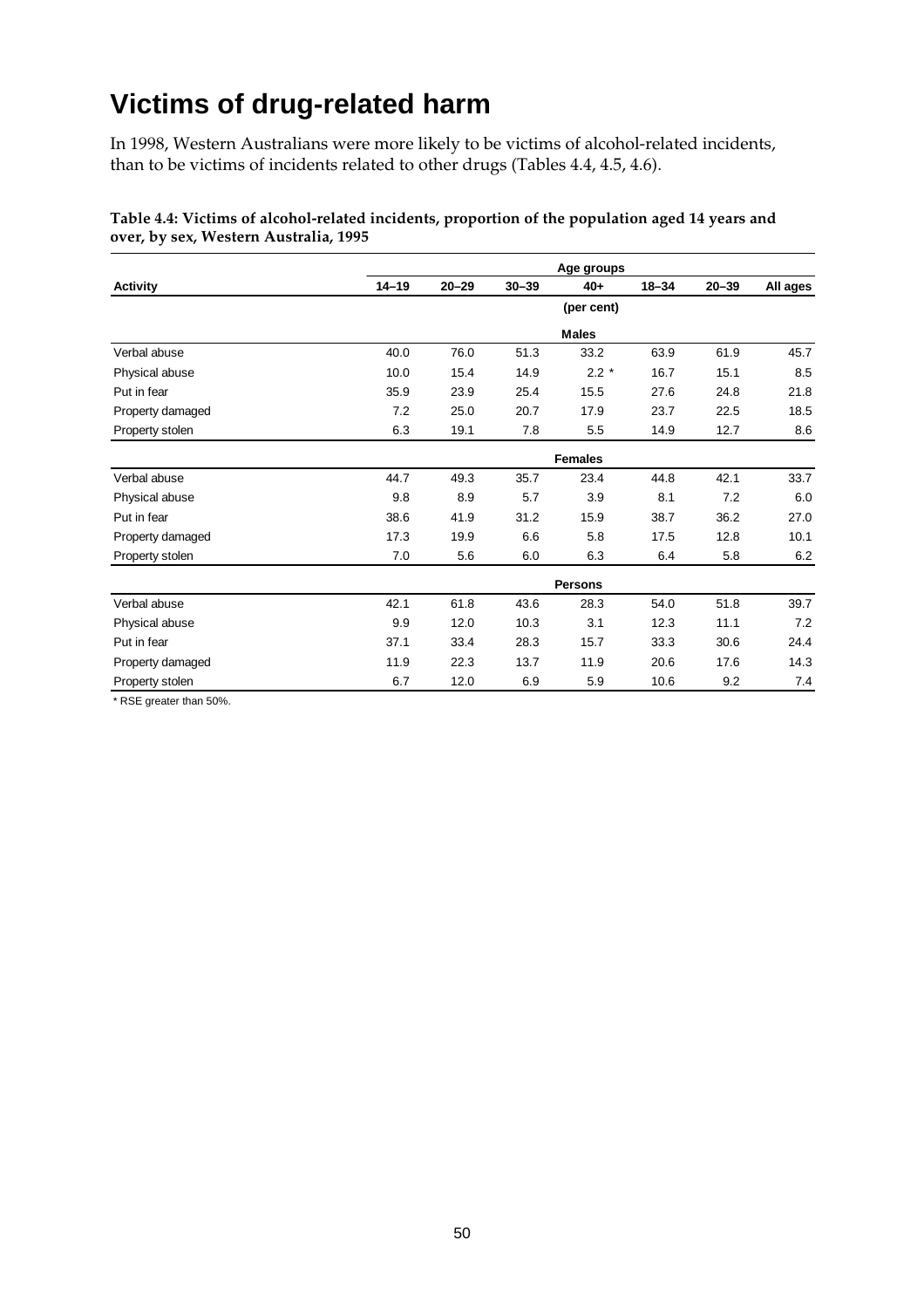# Victims of drug-related harm

In 1998, Western Australians were more likely to be victims of alcohol-related incidents, than to be victims of incidents related to other drugs (Tables 4.4, 4.5, 4.6).

**Table 4.4: Victims of alcohol-related incidents, proportion of the population aged 14 years and over, by sex, Western Australia, 1995**

| | Age groups | | | | | | |
|---|---|---|---|---|---|---|---|
| **Activity** | **14–19** | **20–29** | **30–39** | **40+** | **18–34** | **20–39** | **All ages** |
| | | | | (per cent) | | | |
| | | | | **Males** | | | |
| Verbal abuse | 40.0 | 76.0 | 51.3 | 33.2 | 63.9 | 61.9 | 45.7 |
| Physical abuse | 10.0 | 15.4 | 14.9 | 2.2 * | 16.7 | 15.1 | 8.5 |
| Put in fear | 35.9 | 23.9 | 25.4 | 15.5 | 27.6 | 24.8 | 21.8 |
| Property damaged | 7.2 | 25.0 | 20.7 | 17.9 | 23.7 | 22.5 | 18.5 |
| Property stolen | 6.3 | 19.1 | 7.8 | 5.5 | 14.9 | 12.7 | 8.6 |
| | | | | **Females** | | | |
| Verbal abuse | 44.7 | 49.3 | 35.7 | 23.4 | 44.8 | 42.1 | 33.7 |
| Physical abuse | 9.8 | 8.9 | 5.7 | 3.9 | 8.1 | 7.2 | 6.0 |
| Put in fear | 38.6 | 41.9 | 31.2 | 15.9 | 38.7 | 36.2 | 27.0 |
| Property damaged | 17.3 | 19.9 | 6.6 | 5.8 | 17.5 | 12.8 | 10.1 |
| Property stolen | 7.0 | 5.6 | 6.0 | 6.3 | 6.4 | 5.8 | 6.2 |
| | | | | **Persons** | | | |
| Verbal abuse | 42.1 | 61.8 | 43.6 | 28.3 | 54.0 | 51.8 | 39.7 |
| Physical abuse | 9.9 | 12.0 | 10.3 | 3.1 | 12.3 | 11.1 | 7.2 |
| Put in fear | 37.1 | 33.4 | 28.3 | 15.7 | 33.3 | 30.6 | 24.4 |
| Property damaged | 11.9 | 22.3 | 13.7 | 11.9 | 20.6 | 17.6 | 14.3 |
| Property stolen | 6.7 | 12.0 | 6.9 | 5.9 | 10.6 | 9.2 | 7.4 |

\* RSE greater than 50%.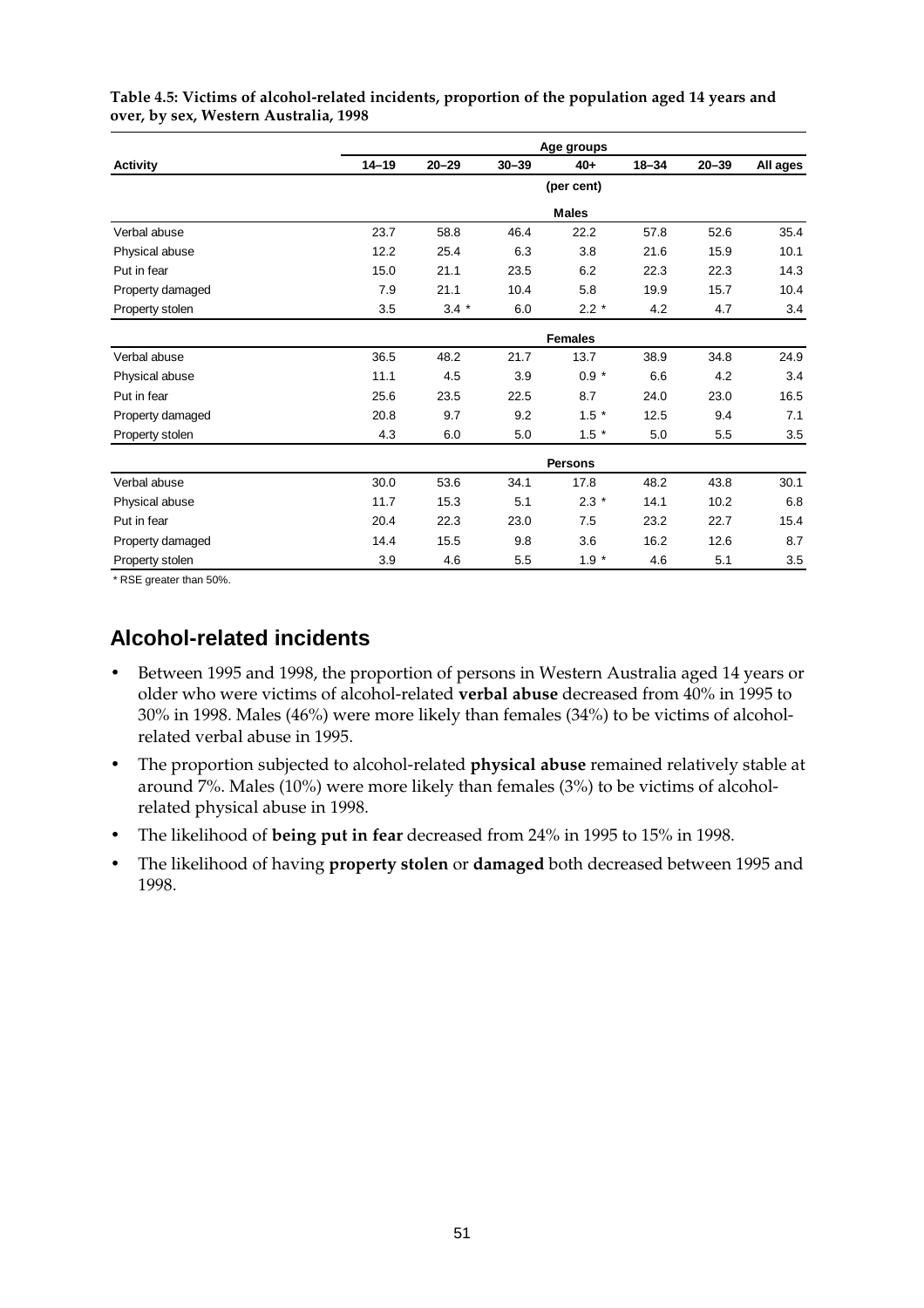**Table 4.5: Victims of alcohol-related incidents, proportion of the population aged 14 years and over, by sex, Western Australia, 1998**

| | Age groups | | | | | | |
|---|---|---|---|---|---|---|---|
| **Activity** | **14–19** | **20–29** | **30–39** | **40+** | **18–34** | **20–39** | **All ages** |
| | | | | (per cent) | | | |
| | | | | **Males** | | | |
| Verbal abuse | 23.7 | 58.8 | 46.4 | 22.2 | 57.8 | 52.6 | 35.4 |
| Physical abuse | 12.2 | 25.4 | 6.3 | 3.8 | 21.6 | 15.9 | 10.1 |
| Put in fear | 15.0 | 21.1 | 23.5 | 6.2 | 22.3 | 22.3 | 14.3 |
| Property damaged | 7.9 | 21.1 | 10.4 | 5.8 | 19.9 | 15.7 | 10.4 |
| Property stolen | 3.5 | 3.4 * | 6.0 | 2.2 * | 4.2 | 4.7 | 3.4 |
| | | | | **Females** | | | |
| Verbal abuse | 36.5 | 48.2 | 21.7 | 13.7 | 38.9 | 34.8 | 24.9 |
| Physical abuse | 11.1 | 4.5 | 3.9 | 0.9 * | 6.6 | 4.2 | 3.4 |
| Put in fear | 25.6 | 23.5 | 22.5 | 8.7 | 24.0 | 23.0 | 16.5 |
| Property damaged | 20.8 | 9.7 | 9.2 | 1.5 * | 12.5 | 9.4 | 7.1 |
| Property stolen | 4.3 | 6.0 | 5.0 | 1.5 * | 5.0 | 5.5 | 3.5 |
| | | | | **Persons** | | | |
| Verbal abuse | 30.0 | 53.6 | 34.1 | 17.8 | 48.2 | 43.8 | 30.1 |
| Physical abuse | 11.7 | 15.3 | 5.1 | 2.3 * | 14.1 | 10.2 | 6.8 |
| Put in fear | 20.4 | 22.3 | 23.0 | 7.5 | 23.2 | 22.7 | 15.4 |
| Property damaged | 14.4 | 15.5 | 9.8 | 3.6 | 16.2 | 12.6 | 8.7 |
| Property stolen | 3.9 | 4.6 | 5.5 | 1.9 * | 4.6 | 5.1 | 3.5 |

* RSE greater than 50%.

## Alcohol-related incidents

- Between 1995 and 1998, the proportion of persons in Western Australia aged 14 years or older who were victims of alcohol-related **verbal abuse** decreased from 40% in 1995 to 30% in 1998. Males (46%) were more likely than females (34%) to be victims of alcohol-related verbal abuse in 1995.
- The proportion subjected to alcohol-related **physical abuse** remained relatively stable at around 7%. Males (10%) were more likely than females (3%) to be victims of alcohol-related physical abuse in 1998.
- The likelihood of **being put in fear** decreased from 24% in 1995 to 15% in 1998.
- The likelihood of having **property stolen** or **damaged** both decreased between 1995 and 1998.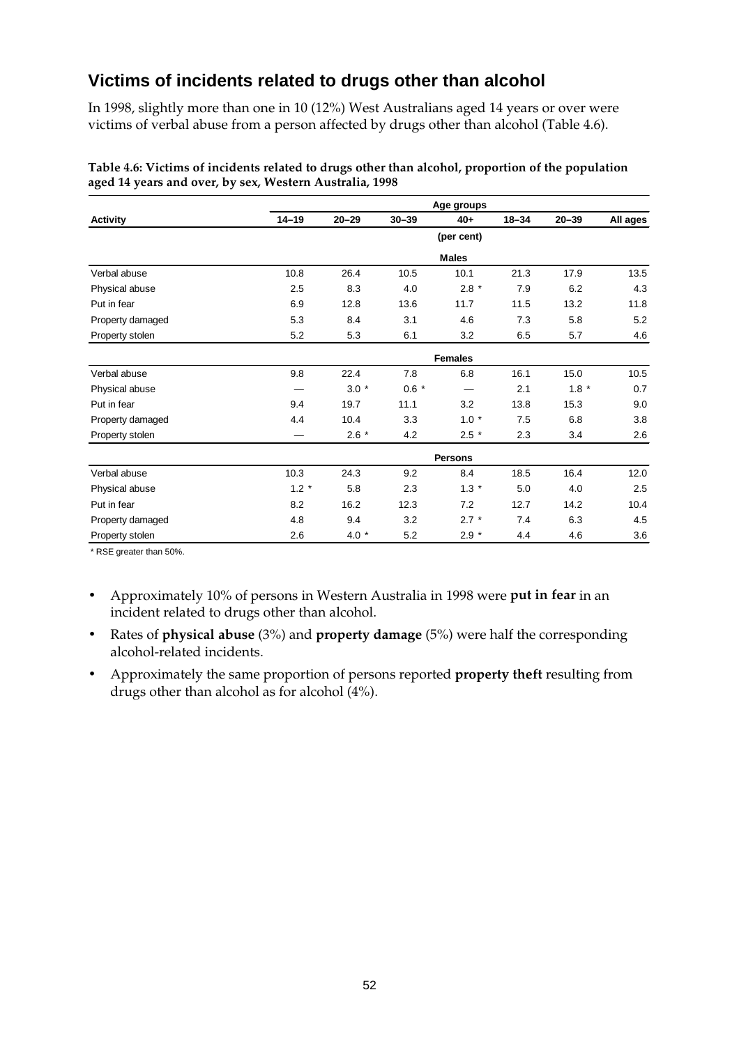## Victims of incidents related to drugs other than alcohol

In 1998, slightly more than one in 10 (12%) West Australians aged 14 years or over were victims of verbal abuse from a person affected by drugs other than alcohol (Table 4.6).

**Table 4.6: Victims of incidents related to drugs other than alcohol, proportion of the population aged 14 years and over, by sex, Western Australia, 1998**

| | Age groups | | | | | | |
|---|---|---|---|---|---|---|---|
| **Activity** | **14–19** | **20–29** | **30–39** | **40+** | **18–34** | **20–39** | **All ages** |
| | | | | (per cent) | | | |
| | | | | **Males** | | | |
| Verbal abuse | 10.8 | 26.4 | 10.5 | 10.1 | 21.3 | 17.9 | 13.5 |
| Physical abuse | 2.5 | 8.3 | 4.0 | 2.8 * | 7.9 | 6.2 | 4.3 |
| Put in fear | 6.9 | 12.8 | 13.6 | 11.7 | 11.5 | 13.2 | 11.8 |
| Property damaged | 5.3 | 8.4 | 3.1 | 4.6 | 7.3 | 5.8 | 5.2 |
| Property stolen | 5.2 | 5.3 | 6.1 | 3.2 | 6.5 | 5.7 | 4.6 |
| | | | | **Females** | | | |
| Verbal abuse | 9.8 | 22.4 | 7.8 | 6.8 | 16.1 | 15.0 | 10.5 |
| Physical abuse | — | 3.0 * | 0.6 * | — | 2.1 | 1.8 * | 0.7 |
| Put in fear | 9.4 | 19.7 | 11.1 | 3.2 | 13.8 | 15.3 | 9.0 |
| Property damaged | 4.4 | 10.4 | 3.3 | 1.0 * | 7.5 | 6.8 | 3.8 |
| Property stolen | — | 2.6 * | 4.2 | 2.5 * | 2.3 | 3.4 | 2.6 |
| | | | | **Persons** | | | |
| Verbal abuse | 10.3 | 24.3 | 9.2 | 8.4 | 18.5 | 16.4 | 12.0 |
| Physical abuse | 1.2 * | 5.8 | 2.3 | 1.3 * | 5.0 | 4.0 | 2.5 |
| Put in fear | 8.2 | 16.2 | 12.3 | 7.2 | 12.7 | 14.2 | 10.4 |
| Property damaged | 4.8 | 9.4 | 3.2 | 2.7 * | 7.4 | 6.3 | 4.5 |
| Property stolen | 2.6 | 4.0 * | 5.2 | 2.9 * | 4.4 | 4.6 | 3.6 |

* RSE greater than 50%.

- Approximately 10% of persons in Western Australia in 1998 were **put in fear** in an incident related to drugs other than alcohol.
- Rates of **physical abuse** (3%) and **property damage** (5%) were half the corresponding alcohol-related incidents.
- Approximately the same proportion of persons reported **property theft** resulting from drugs other than alcohol as for alcohol (4%).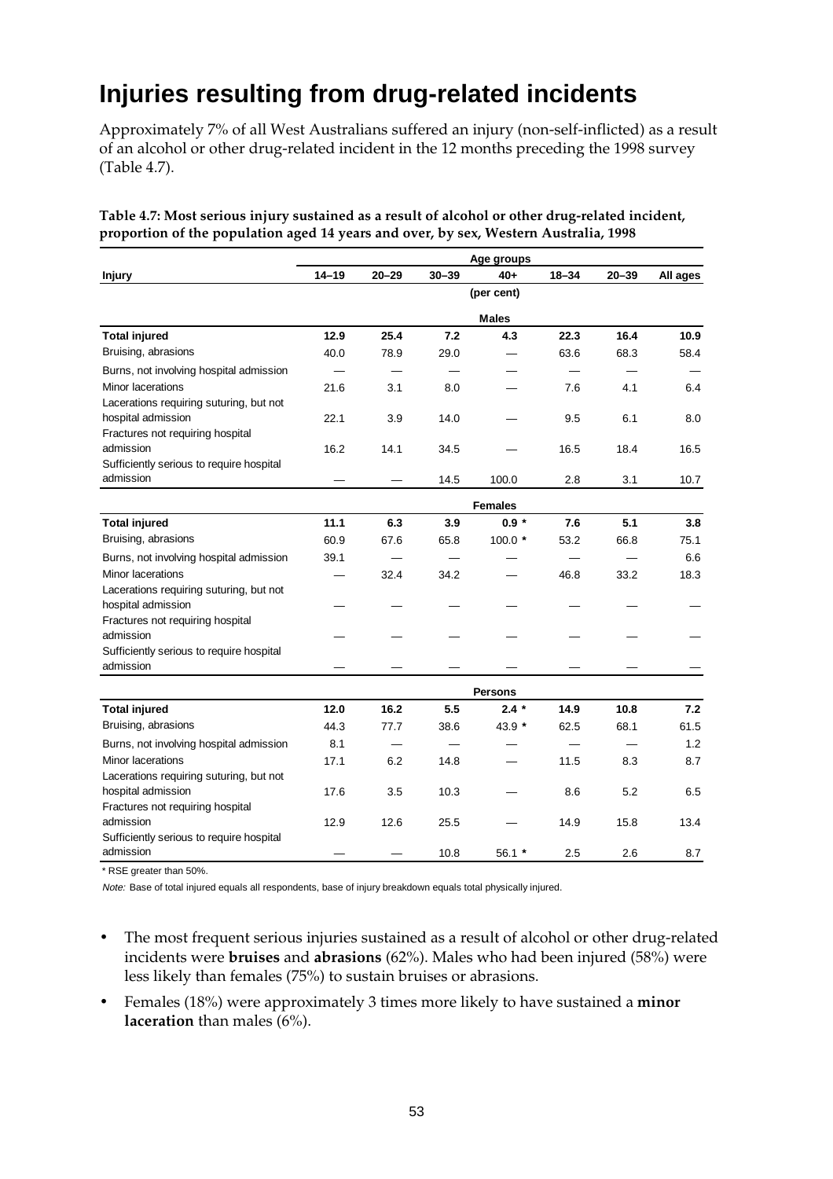# Injuries resulting from drug-related incidents

Approximately 7% of all West Australians suffered an injury (non-self-inflicted) as a result of an alcohol or other drug-related incident in the 12 months preceding the 1998 survey (Table 4.7).

**Table 4.7: Most serious injury sustained as a result of alcohol or other drug-related incident, proportion of the population aged 14 years and over, by sex, Western Australia, 1998**

| | Age groups | | | | | | |
|---|---|---|---|---|---|---|---|
| **Injury** | **14–19** | **20–29** | **30–39** | **40+** | **18–34** | **20–39** | **All ages** |
| | | | | (per cent) | | | |
| | | | | **Males** | | | |
| **Total injured** | **12.9** | **25.4** | **7.2** | **4.3** | **22.3** | **16.4** | **10.9** |
| Bruising, abrasions | 40.0 | 78.9 | 29.0 | — | 63.6 | 68.3 | 58.4 |
| Burns, not involving hospital admission | — | — | — | — | — | — | — |
| Minor lacerations | 21.6 | 3.1 | 8.0 | — | 7.6 | 4.1 | 6.4 |
| Lacerations requiring suturing, but not hospital admission | 22.1 | 3.9 | 14.0 | — | 9.5 | 6.1 | 8.0 |
| Fractures not requiring hospital admission | 16.2 | 14.1 | 34.5 | — | 16.5 | 18.4 | 16.5 |
| Sufficiently serious to require hospital admission | — | — | 14.5 | 100.0 | 2.8 | 3.1 | 10.7 |
| | | | | **Females** | | | |
| **Total injured** | **11.1** | **6.3** | **3.9** | **0.9 *** | **7.6** | **5.1** | **3.8** |
| Bruising, abrasions | 60.9 | 67.6 | 65.8 | 100.0 * | 53.2 | 66.8 | 75.1 |
| Burns, not involving hospital admission | 39.1 | — | — | — | — | — | 6.6 |
| Minor lacerations | — | 32.4 | 34.2 | — | 46.8 | 33.2 | 18.3 |
| Lacerations requiring suturing, but not hospital admission | — | — | — | — | — | — | — |
| Fractures not requiring hospital admission | — | — | — | — | — | — | — |
| Sufficiently serious to require hospital admission | — | — | — | — | — | — | — |
| | | | | **Persons** | | | |
| **Total injured** | **12.0** | **16.2** | **5.5** | **2.4 *** | **14.9** | **10.8** | **7.2** |
| Bruising, abrasions | 44.3 | 77.7 | 38.6 | 43.9 * | 62.5 | 68.1 | 61.5 |
| Burns, not involving hospital admission | 8.1 | — | — | — | — | — | 1.2 |
| Minor lacerations | 17.1 | 6.2 | 14.8 | — | 11.5 | 8.3 | 8.7 |
| Lacerations requiring suturing, but not hospital admission | 17.6 | 3.5 | 10.3 | — | 8.6 | 5.2 | 6.5 |
| Fractures not requiring hospital admission | 12.9 | 12.6 | 25.5 | — | 14.9 | 15.8 | 13.4 |
| Sufficiently serious to require hospital admission | — | — | 10.8 | 56.1 * | 2.5 | 2.6 | 8.7 |

\* RSE greater than 50%.

*Note:* Base of total injured equals all respondents, base of injury breakdown equals total physically injured.

- The most frequent serious injuries sustained as a result of alcohol or other drug-related incidents were **bruises** and **abrasions** (62%). Males who had been injured (58%) were less likely than females (75%) to sustain bruises or abrasions.
- Females (18%) were approximately 3 times more likely to have sustained a **minor laceration** than males (6%).